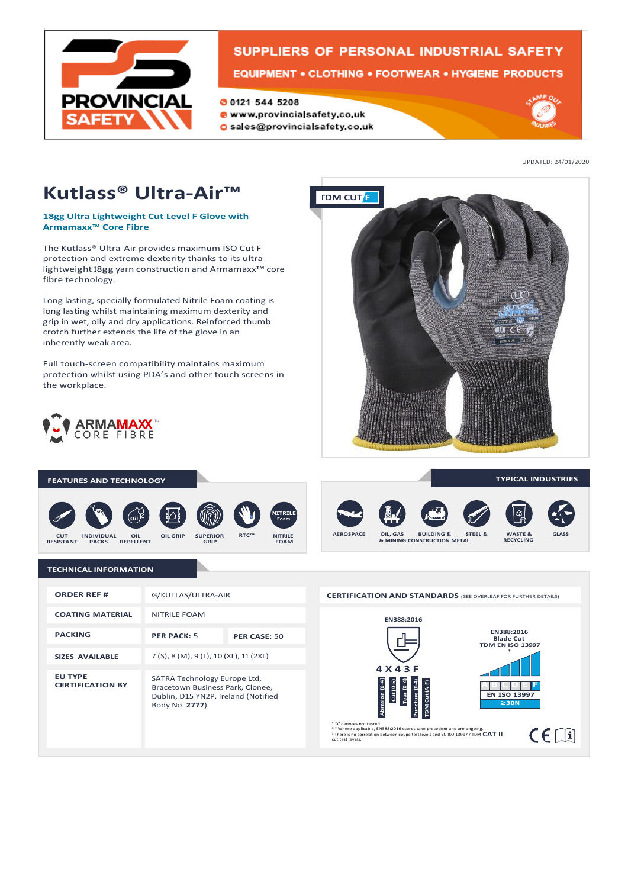PROVINCIAL SAFETY

SUPPLIERS OF PERSONAL INDUSTRIAL SAFETY

EQUIPMENT • CLOTHING • FOOTWEAR • HYGIENE PRODUCTS

0121 544 5208
www.provincialsafety.co.uk
sales@provincialsafety.co.uk

UPDATED: 24/01/2020

# Kutlass® Ultra-Air™

**18gg Ultra Lightweight Cut Level F Glove with Armamaxx™ Core Fibre**

The Kutlass® Ultra-Air provides maximum ISO Cut F protection and extreme dexterity thanks to its ultra lightweight 18gg yarn construction and Armamaxx™ core fibre technology.

Long lasting, specially formulated Nitrile Foam coating is long lasting whilst maintaining maximum dexterity and grip in wet, oily and dry applications. Reinforced thumb crotch further extends the life of the glove in an inherently weak area.

Full touch-screen compatibility maintains maximum protection whilst using PDA's and other touch screens in the workplace.

ARMAMAXX™ CORE FIBRE

TDM CUT F

## FEATURES AND TECHNOLOGY

CUT RESISTANT · INDIVIDUAL PACKS · OIL REPELLENT · OIL GRIP · SUPERIOR GRIP · RTC™ · NITRILE FOAM

## TYPICAL INDUSTRIES

AEROSPACE · OIL, GAS & MINING · BUILDING & CONSTRUCTION · STEEL & METAL · WASTE & RECYCLING · GLASS

## TECHNICAL INFORMATION

| | | |
|---|---|---|
| **ORDER REF #** | G/KUTLAS/ULTRA-AIR | |
| **COATING MATERIAL** | NITRILE FOAM | |
| **PACKING** | **PER PACK:** 5 | **PER CASE:** 50 |
| **SIZES AVAILABLE** | 7 (S), 8 (M), 9 (L), 10 (XL), 11 (2XL) | |
| **EU TYPE CERTIFICATION BY** | SATRA Technology Europe Ltd, Bracetown Business Park, Clonee, Dublin, D15 YN2P, Ireland (Notified Body No. **2777**) | |

## CERTIFICATION AND STANDARDS (SEE OVERLEAF FOR FURTHER DETAILS)

EN388:2016

4 X 4 3 F

Abrasion (0-4) · Cut (0-5) · Tear (0-4) · Puncture (0-4) · TDM Cut (A-F)

EN388:2016
Blade Cut
TDM EN ISO 13997

A B C D E F

EN ISO 13997
≥30N

[1] 'X' denotes not tested.
[2] * Where applicable, EN388:2016 scores take precedent and are ongoing.
[3] There is no correlation between coupe test levels and EN ISO 13997 / TDM cut test levels.

**CAT II**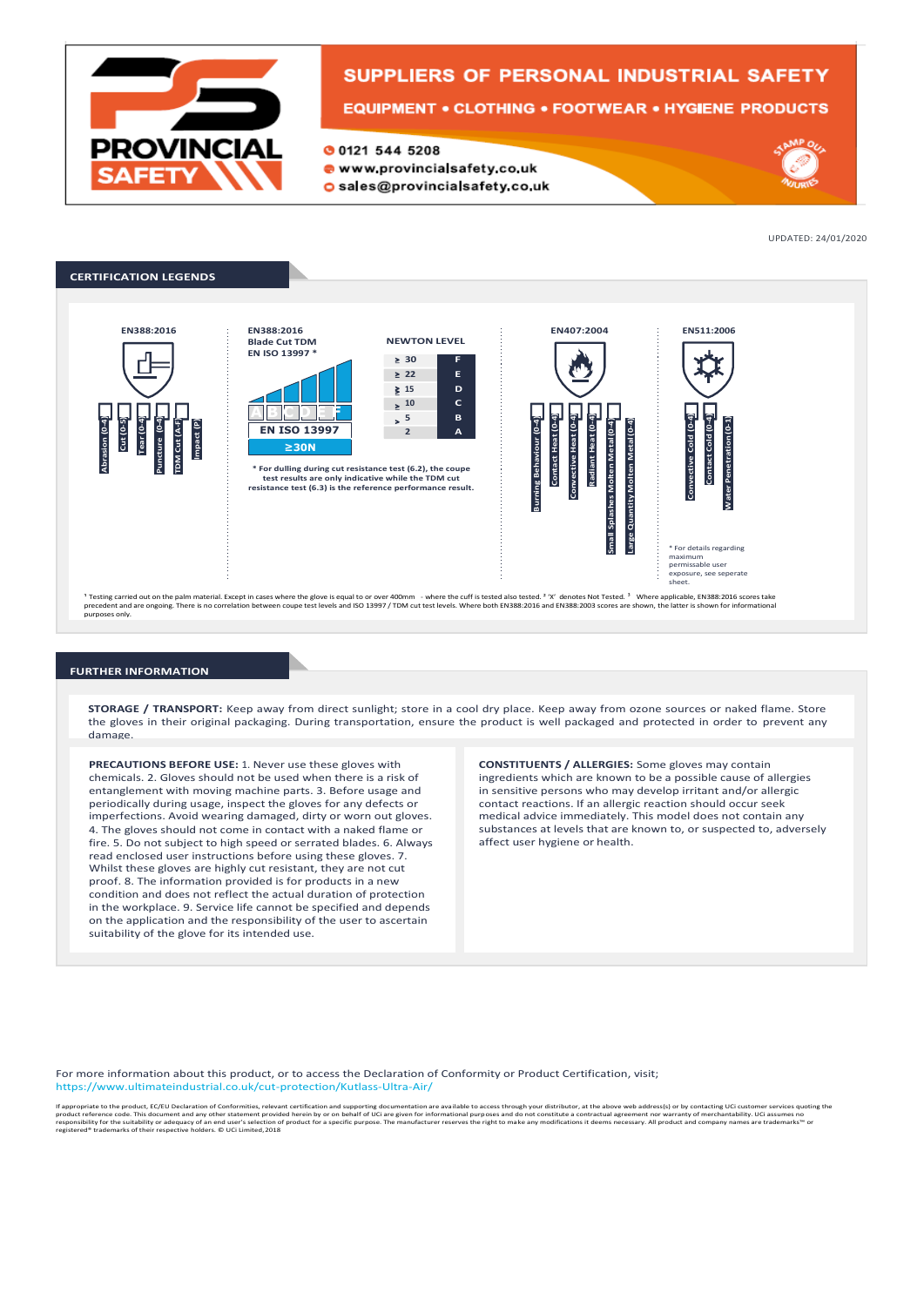PROVINCIAL SAFETY

SUPPLIERS OF PERSONAL INDUSTRIAL SAFETY

EQUIPMENT • CLOTHING • FOOTWEAR • HYGIENE PRODUCTS

0121 544 5208

www.provincialsafety.co.uk

sales@provincialsafety.co.uk

STAMP OUT INJURIES

UPDATED: 24/01/2020

## CERTIFICATION LEGENDS

EN388:2016

Abrasion (0-4)

Cut (0-5)

Tear (0-4)

Puncture (0-4)

TDM Cut (A-F)

Impact (P)

EN388:2016
Blade Cut TDM
EN ISO 13997 *

A B C D E F

EN ISO 13997

≥30N

NEWTON LEVEL

| | |
|---|---|
| ≥ 30 | F |
| ≥ 22 | E |
| ≥ 15 | D |
| ≥ 10 | C |
| > 5 | B |
| 2 | A |

* For dulling during cut resistance test (6.2), the coupe test results are only indicative while the TDM cut resistance test (6.3) is the reference performance result.

EN407:2004

Burning Behaviour (0-4)

Contact Heat (0-4)

Convective Heat (0-4)

Radiant Heat (0-4)

Small Splashes Molten Metal (0-4)

Large Quantity Molten Metal (0-4)

EN511:2006

Convective Cold (0-4)

Contact Cold (0-4)

Water Penetration (0-1)

* For details regarding maximum permissable user exposure, see seperate sheet.

[1] Testing carried out on the palm material. Except in cases where the glove is equal to or over 400mm - where the cuff is tested also tested. [2] 'X' denotes Not Tested. [3] Where applicable, EN388:2016 scores take precedent and are ongoing. There is no correlation between coupe test levels and ISO 13997 / TDM cut test levels. Where both EN388:2016 and EN388:2003 scores are shown, the latter is shown for informational purposes only.

## FURTHER INFORMATION

**STORAGE / TRANSPORT:** Keep away from direct sunlight; store in a cool dry place. Keep away from ozone sources or naked flame. Store the gloves in their original packaging. During transportation, ensure the product is well packaged and protected in order to prevent any damage.

**PRECAUTIONS BEFORE USE:** 1. Never use these gloves with chemicals. 2. Gloves should not be used when there is a risk of entanglement with moving machine parts. 3. Before usage and periodically during usage, inspect the gloves for any defects or imperfections. Avoid wearing damaged, dirty or worn out gloves. 4. The gloves should not come in contact with a naked flame or fire. 5. Do not subject to high speed or serrated blades. 6. Always read enclosed user instructions before using these gloves. 7. Whilst these gloves are highly cut resistant, they are not cut proof. 8. The information provided is for products in a new condition and does not reflect the actual duration of protection in the workplace. 9. Service life cannot be specified and depends on the application and the responsibility of the user to ascertain suitability of the glove for its intended use.

**CONSTITUENTS / ALLERGIES:** Some gloves may contain ingredients which are known to be a possible cause of allergies in sensitive persons who may develop irritant and/or allergic contact reactions. If an allergic reaction should occur seek medical advice immediately. This model does not contain any substances at levels that are known to, or suspected to, adversely affect user hygiene or health.

For more information about this product, or to access the Declaration of Conformity or Product Certification, visit;
https://www.ultimateindustrial.co.uk/cut-protection/Kutlass-Ultra-Air/

If appropriate to the product, EC/EU Declaration of Conformities, relevant certification and supporting documentation are available to access through your distributor, at the above web address(s) or by contacting UCi customer services quoting the product reference code. This document and any other statement provided herein by or on behalf of UCi are given for informational purposes and do not constitute a contractual agreement nor warranty of merchantability. UCi assumes no responsibility for the suitability or adequacy of an end user's selection of product for a specific purpose. The manufacturer reserves the right to make any modifications it deems necessary. All product and company names are trademarks™ or registered® trademarks of their respective holders. © UCi Limited, 2018